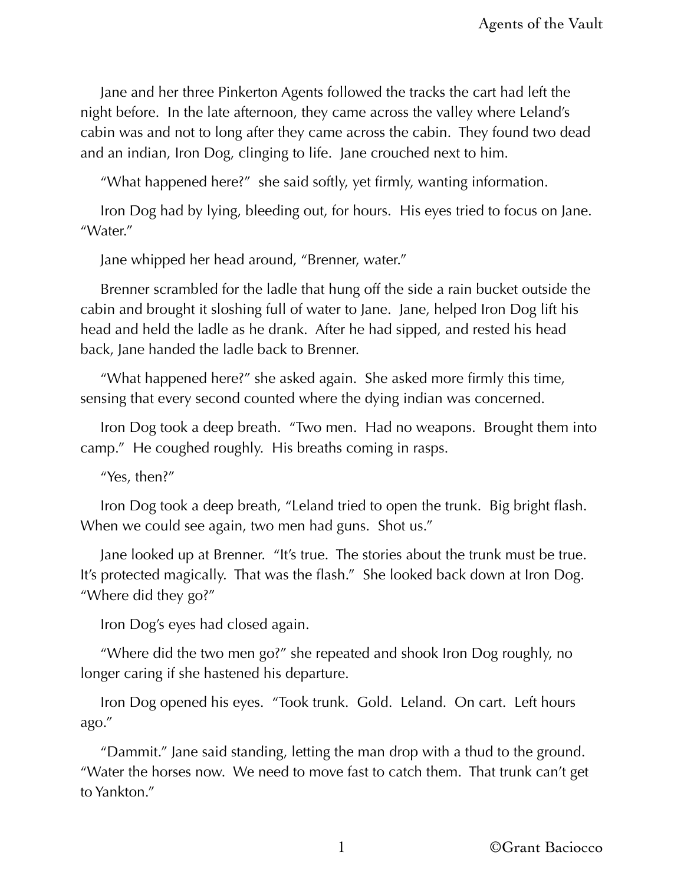Jane and her three Pinkerton Agents followed the tracks the cart had left the night before. In the late afternoon, they came across the valley where Leland's cabin was and not to long after they came across the cabin. They found two dead and an indian, Iron Dog, clinging to life. Jane crouched next to him.

"What happened here?" she said softly, yet firmly, wanting information.

Iron Dog had by lying, bleeding out, for hours. His eyes tried to focus on Jane. "Water."

Jane whipped her head around, "Brenner, water."

Brenner scrambled for the ladle that hung off the side a rain bucket outside the cabin and brought it sloshing full of water to Jane. Jane, helped Iron Dog lift his head and held the ladle as he drank. After he had sipped, and rested his head back, Jane handed the ladle back to Brenner.

"What happened here?" she asked again. She asked more firmly this time, sensing that every second counted where the dying indian was concerned.

Iron Dog took a deep breath. "Two men. Had no weapons. Brought them into camp." He coughed roughly. His breaths coming in rasps.

"Yes, then?"

Iron Dog took a deep breath, "Leland tried to open the trunk. Big bright flash. When we could see again, two men had guns. Shot us."

Jane looked up at Brenner. "It's true. The stories about the trunk must be true. It's protected magically. That was the flash." She looked back down at Iron Dog. "Where did they go?"

Iron Dog's eyes had closed again.

"Where did the two men go?" she repeated and shook Iron Dog roughly, no longer caring if she hastened his departure.

Iron Dog opened his eyes. "Took trunk. Gold. Leland. On cart. Left hours ago."

"Dammit." Jane said standing, letting the man drop with a thud to the ground. "Water the horses now. We need to move fast to catch them. That trunk can't get to Yankton."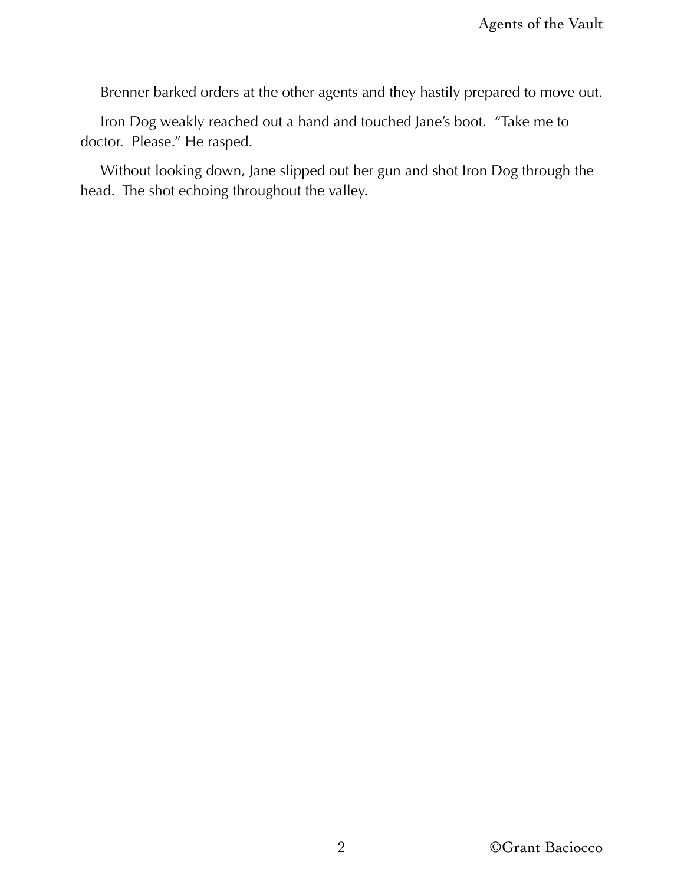Brenner barked orders at the other agents and they hastily prepared to move out.

Iron Dog weakly reached out a hand and touched Jane's boot. "Take me to doctor. Please." He rasped.

Without looking down, Jane slipped out her gun and shot Iron Dog through the head. The shot echoing throughout the valley.